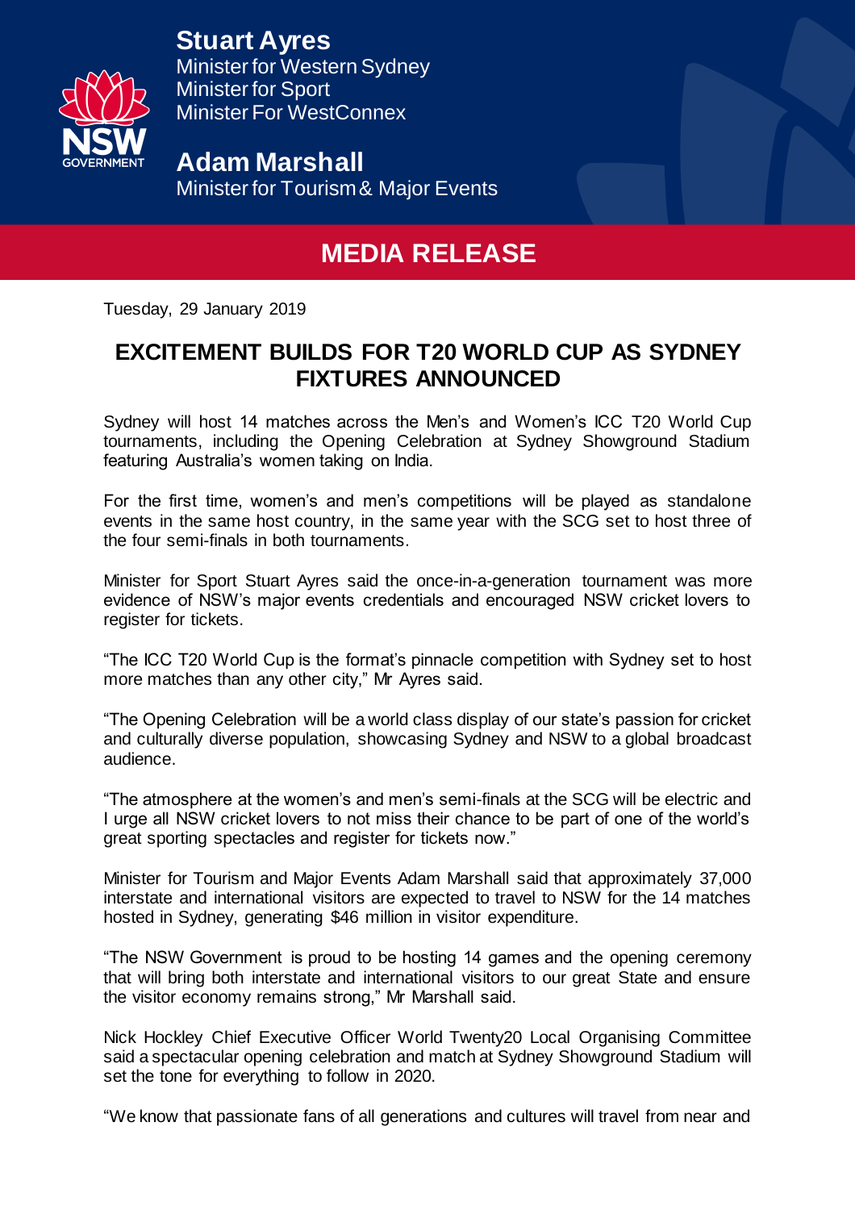**Stuart Ayres**
Minister for Western Sydney
Minister for Sport
Minister For WestConnex

**Adam Marshall**
Minister for Tourism & Major Events

# MEDIA RELEASE

Tuesday, 29 January 2019

## EXCITEMENT BUILDS FOR T20 WORLD CUP AS SYDNEY FIXTURES ANNOUNCED

Sydney will host 14 matches across the Men's and Women's ICC T20 World Cup tournaments, including the Opening Celebration at Sydney Showground Stadium featuring Australia's women taking on India.

For the first time, women's and men's competitions will be played as standalone events in the same host country, in the same year with the SCG set to host three of the four semi-finals in both tournaments.

Minister for Sport Stuart Ayres said the once-in-a-generation tournament was more evidence of NSW's major events credentials and encouraged NSW cricket lovers to register for tickets.

"The ICC T20 World Cup is the format's pinnacle competition with Sydney set to host more matches than any other city," Mr Ayres said.

"The Opening Celebration will be a world class display of our state's passion for cricket and culturally diverse population, showcasing Sydney and NSW to a global broadcast audience.

"The atmosphere at the women's and men's semi-finals at the SCG will be electric and I urge all NSW cricket lovers to not miss their chance to be part of one of the world's great sporting spectacles and register for tickets now."

Minister for Tourism and Major Events Adam Marshall said that approximately 37,000 interstate and international visitors are expected to travel to NSW for the 14 matches hosted in Sydney, generating $46 million in visitor expenditure.

"The NSW Government is proud to be hosting 14 games and the opening ceremony that will bring both interstate and international visitors to our great State and ensure the visitor economy remains strong," Mr Marshall said.

Nick Hockley Chief Executive Officer World Twenty20 Local Organising Committee said a spectacular opening celebration and match at Sydney Showground Stadium will set the tone for everything to follow in 2020.

"We know that passionate fans of all generations and cultures will travel from near and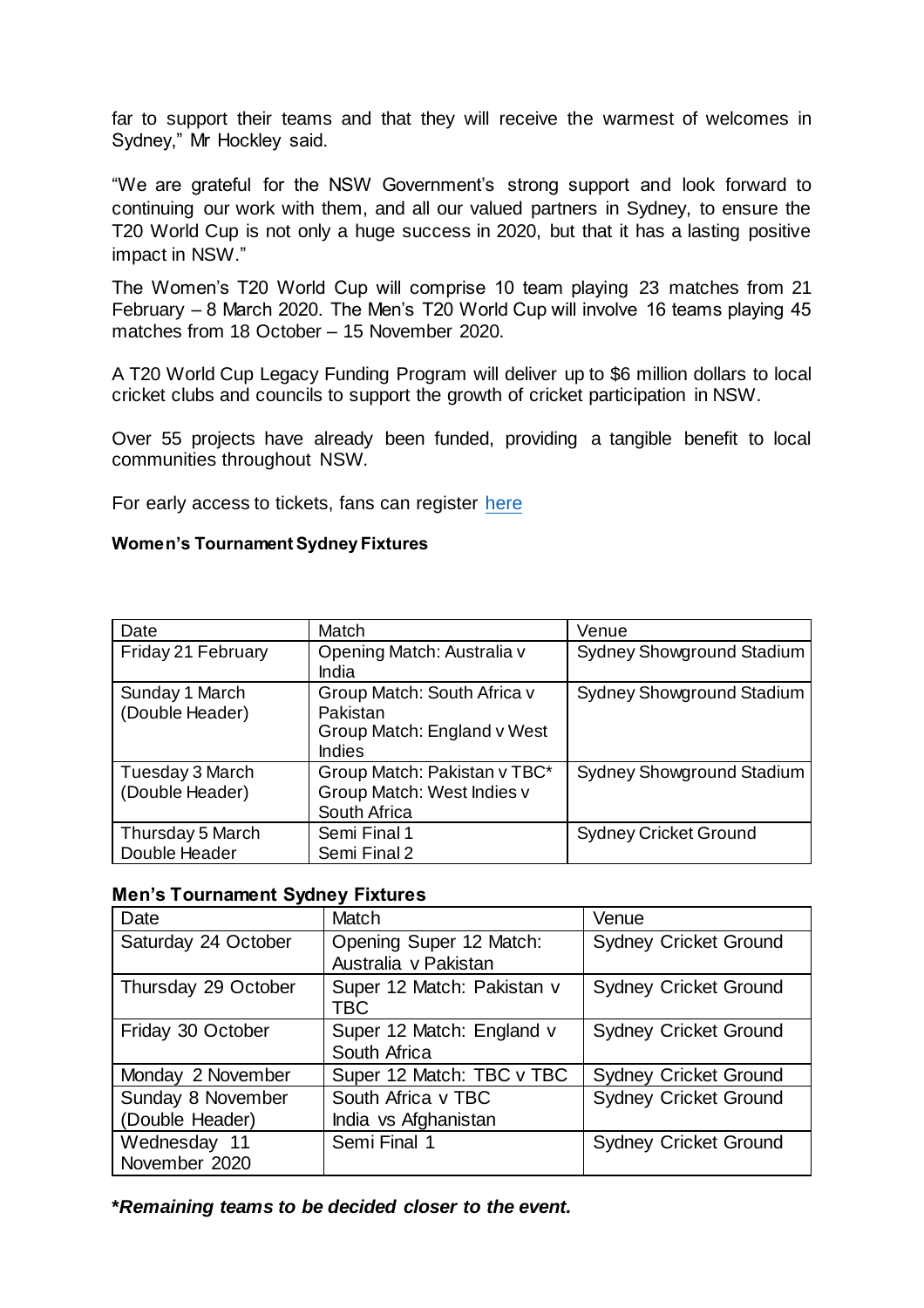far to support their teams and that they will receive the warmest of welcomes in Sydney," Mr Hockley said.

"We are grateful for the NSW Government's strong support and look forward to continuing our work with them, and all our valued partners in Sydney, to ensure the T20 World Cup is not only a huge success in 2020, but that it has a lasting positive impact in NSW."

The Women's T20 World Cup will comprise 10 team playing 23 matches from 21 February – 8 March 2020. The Men's T20 World Cup will involve 16 teams playing 45 matches from 18 October – 15 November 2020.

A T20 World Cup Legacy Funding Program will deliver up to $6 million dollars to local cricket clubs and councils to support the growth of cricket participation in NSW.

Over 55 projects have already been funded, providing a tangible benefit to local communities throughout NSW.

For early access to tickets, fans can register [here]

**Women's Tournament Sydney Fixtures**

| Date | Match | Venue |
| --- | --- | --- |
| Friday 21 February | Opening Match: Australia v India | Sydney Showground Stadium |
| Sunday 1 March (Double Header) | Group Match: South Africa v Pakistan<br>Group Match: England v West Indies | Sydney Showground Stadium |
| Tuesday 3 March (Double Header) | Group Match: Pakistan v TBC*<br>Group Match: West Indies v South Africa | Sydney Showground Stadium |
| Thursday 5 March Double Header | Semi Final 1<br>Semi Final 2 | Sydney Cricket Ground |

**Men's Tournament Sydney Fixtures**

| Date | Match | Venue |
| --- | --- | --- |
| Saturday 24 October | Opening Super 12 Match: Australia v Pakistan | Sydney Cricket Ground |
| Thursday 29 October | Super 12 Match: Pakistan v TBC | Sydney Cricket Ground |
| Friday 30 October | Super 12 Match: England v South Africa | Sydney Cricket Ground |
| Monday 2 November | Super 12 Match: TBC v TBC | Sydney Cricket Ground |
| Sunday 8 November (Double Header) | South Africa v TBC<br>India vs Afghanistan | Sydney Cricket Ground |
| Wednesday 11 November 2020 | Semi Final 1 | Sydney Cricket Ground |

***Remaining teams to be decided closer to the event.***